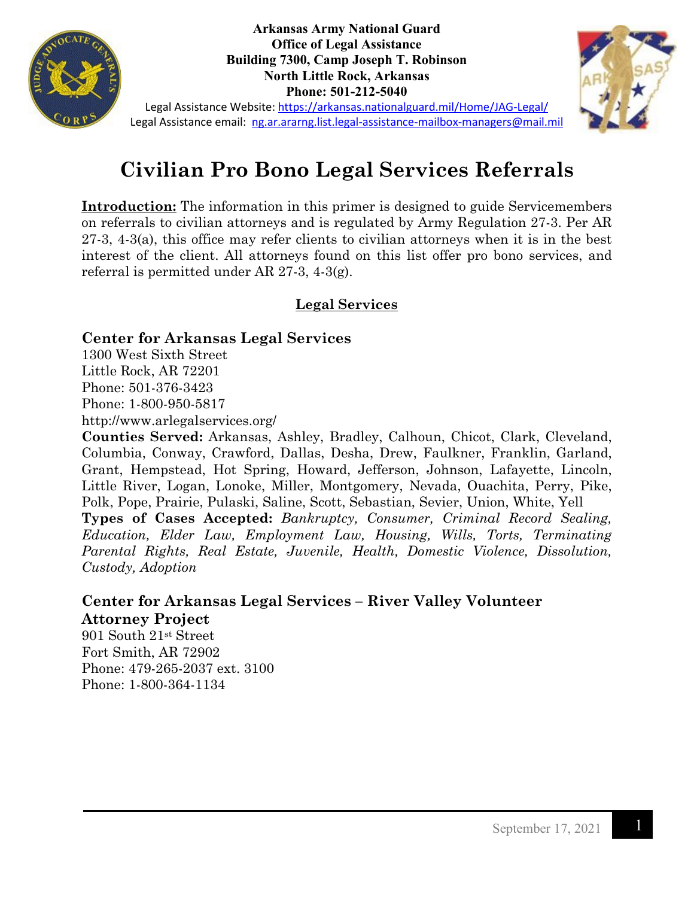**Arkansas Army National Guard**
**Office of Legal Assistance**
**Building 7300, Camp Joseph T. Robinson**
**North Little Rock, Arkansas**
**Phone: 501-212-5040**

Legal Assistance Website: https://arkansas.nationalguard.mil/Home/JAG-Legal/
Legal Assistance email: ng.ar.ararng.list.legal-assistance-mailbox-managers@mail.mil

# Civilian Pro Bono Legal Services Referrals

**Introduction:** The information in this primer is designed to guide Servicemembers on referrals to civilian attorneys and is regulated by Army Regulation 27-3. Per AR 27-3, 4-3(a), this office may refer clients to civilian attorneys when it is in the best interest of the client. All attorneys found on this list offer pro bono services, and referral is permitted under AR 27-3, 4-3(g).

## Legal Services

### Center for Arkansas Legal Services

1300 West Sixth Street
Little Rock, AR 72201
Phone: 501-376-3423
Phone: 1-800-950-5817
http://www.arlegalservices.org/

**Counties Served:** Arkansas, Ashley, Bradley, Calhoun, Chicot, Clark, Cleveland, Columbia, Conway, Crawford, Dallas, Desha, Drew, Faulkner, Franklin, Garland, Grant, Hempstead, Hot Spring, Howard, Jefferson, Johnson, Lafayette, Lincoln, Little River, Logan, Lonoke, Miller, Montgomery, Nevada, Ouachita, Perry, Pike, Polk, Pope, Prairie, Pulaski, Saline, Scott, Sebastian, Sevier, Union, White, Yell

**Types of Cases Accepted:** *Bankruptcy, Consumer, Criminal Record Sealing, Education, Elder Law, Employment Law, Housing, Wills, Torts, Terminating Parental Rights, Real Estate, Juvenile, Health, Domestic Violence, Dissolution, Custody, Adoption*

### Center for Arkansas Legal Services – River Valley Volunteer Attorney Project

901 South 21st Street
Fort Smith, AR 72902
Phone: 479-265-2037 ext. 3100
Phone: 1-800-364-1134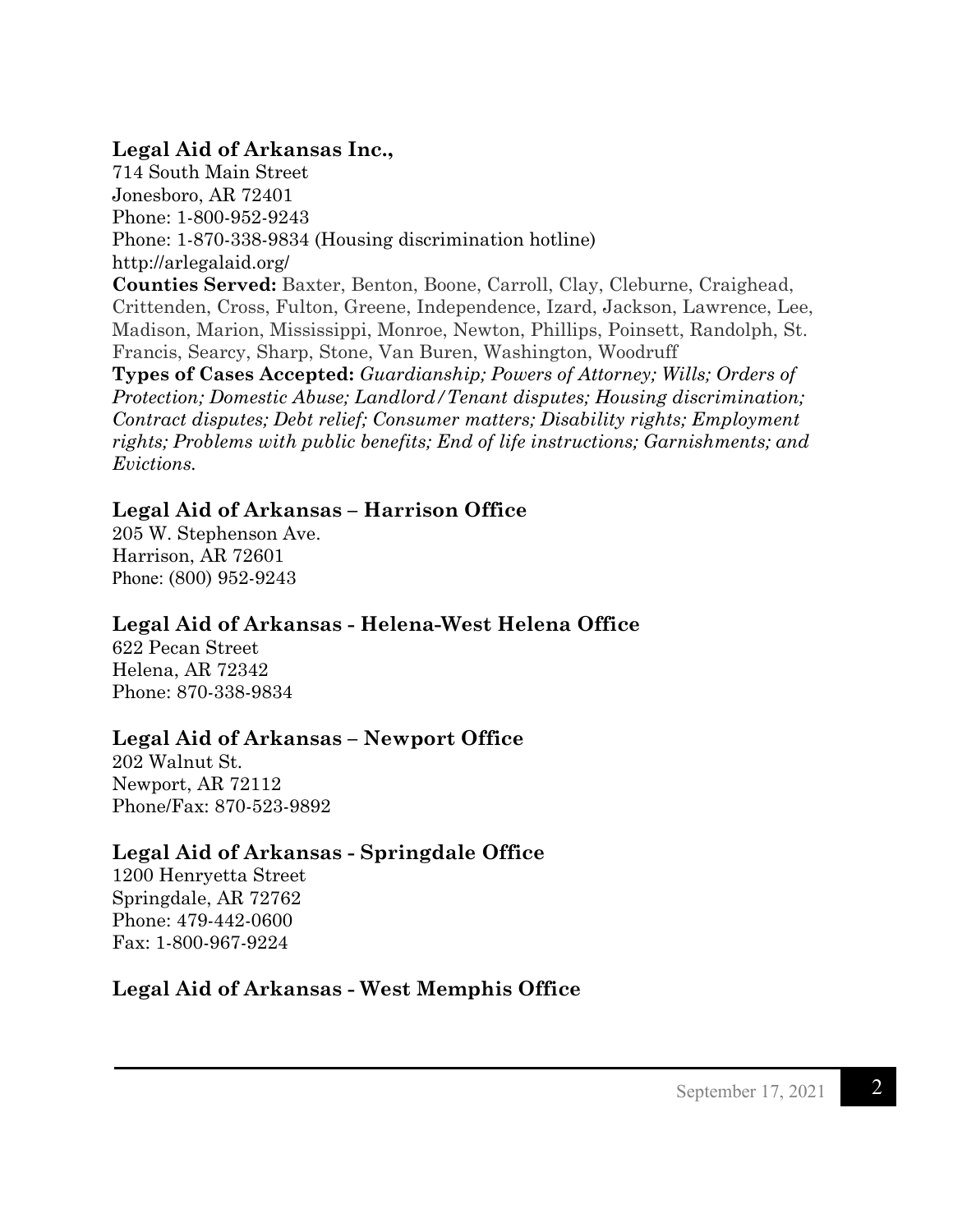### Legal Aid of Arkansas Inc.,

714 South Main Street
Jonesboro, AR 72401
Phone: 1-800-952-9243
Phone: 1-870-338-9834 (Housing discrimination hotline)
http://arlegalaid.org/

**Counties Served:** Baxter, Benton, Boone, Carroll, Clay, Cleburne, Craighead, Crittenden, Cross, Fulton, Greene, Independence, Izard, Jackson, Lawrence, Lee, Madison, Marion, Mississippi, Monroe, Newton, Phillips, Poinsett, Randolph, St. Francis, Searcy, Sharp, Stone, Van Buren, Washington, Woodruff

**Types of Cases Accepted:** *Guardianship; Powers of Attorney; Wills; Orders of Protection; Domestic Abuse; Landlord/Tenant disputes; Housing discrimination; Contract disputes; Debt relief; Consumer matters; Disability rights; Employment rights; Problems with public benefits; End of life instructions; Garnishments; and Evictions.*

### Legal Aid of Arkansas – Harrison Office

205 W. Stephenson Ave.
Harrison, AR 72601
Phone: (800) 952-9243

### Legal Aid of Arkansas - Helena-West Helena Office

622 Pecan Street
Helena, AR 72342
Phone: 870-338-9834

### Legal Aid of Arkansas – Newport Office

202 Walnut St.
Newport, AR 72112
Phone/Fax: 870-523-9892

### Legal Aid of Arkansas - Springdale Office

1200 Henryetta Street
Springdale, AR 72762
Phone: 479-442-0600
Fax: 1-800-967-9224

### Legal Aid of Arkansas - West Memphis Office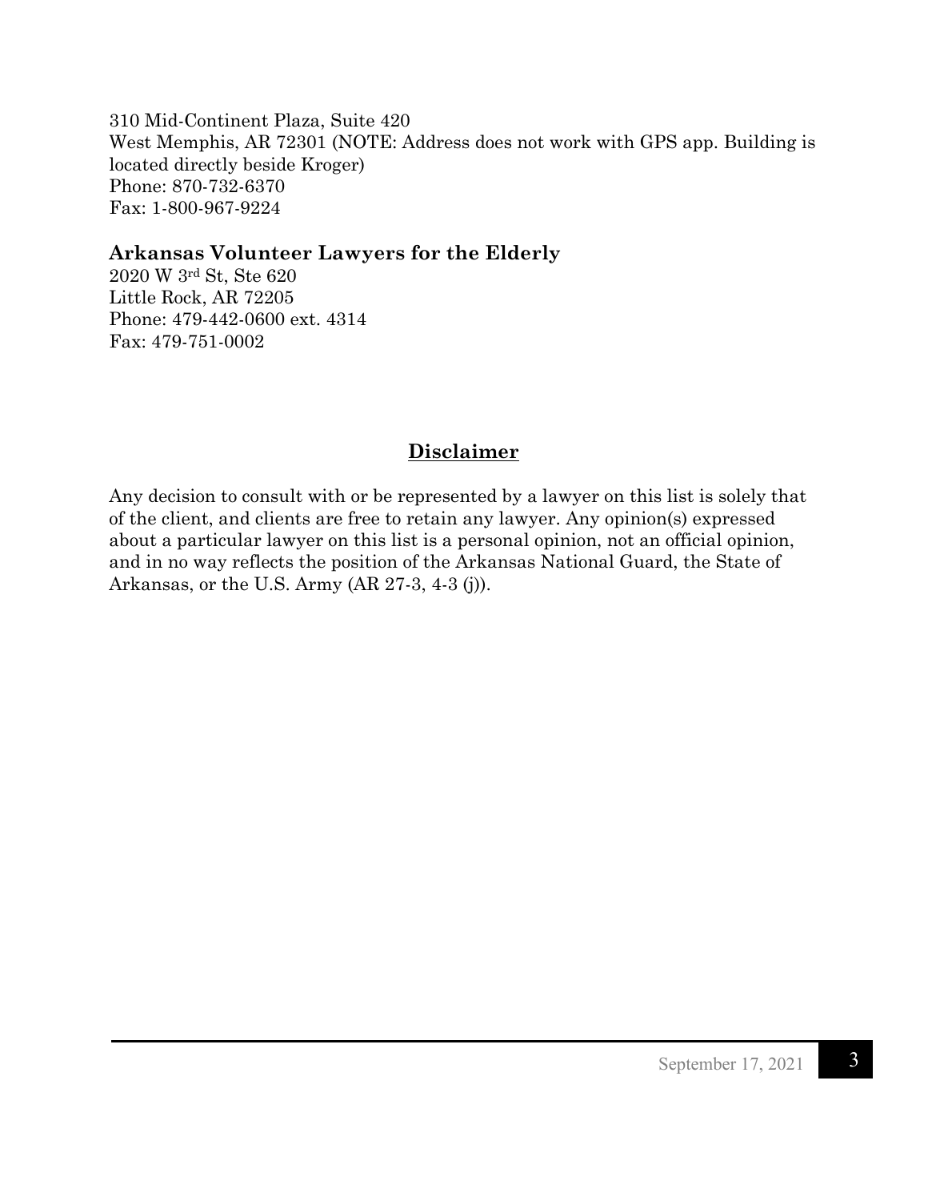310 Mid-Continent Plaza, Suite 420
West Memphis, AR 72301 (NOTE: Address does not work with GPS app. Building is located directly beside Kroger)
Phone: 870-732-6370
Fax: 1-800-967-9224

### Arkansas Volunteer Lawyers for the Elderly

2020 W 3rd St, Ste 620
Little Rock, AR 72205
Phone: 479-442-0600 ext. 4314
Fax: 479-751-0002

## Disclaimer

Any decision to consult with or be represented by a lawyer on this list is solely that of the client, and clients are free to retain any lawyer. Any opinion(s) expressed about a particular lawyer on this list is a personal opinion, not an official opinion, and in no way reflects the position of the Arkansas National Guard, the State of Arkansas, or the U.S. Army (AR 27-3, 4-3 (j)).